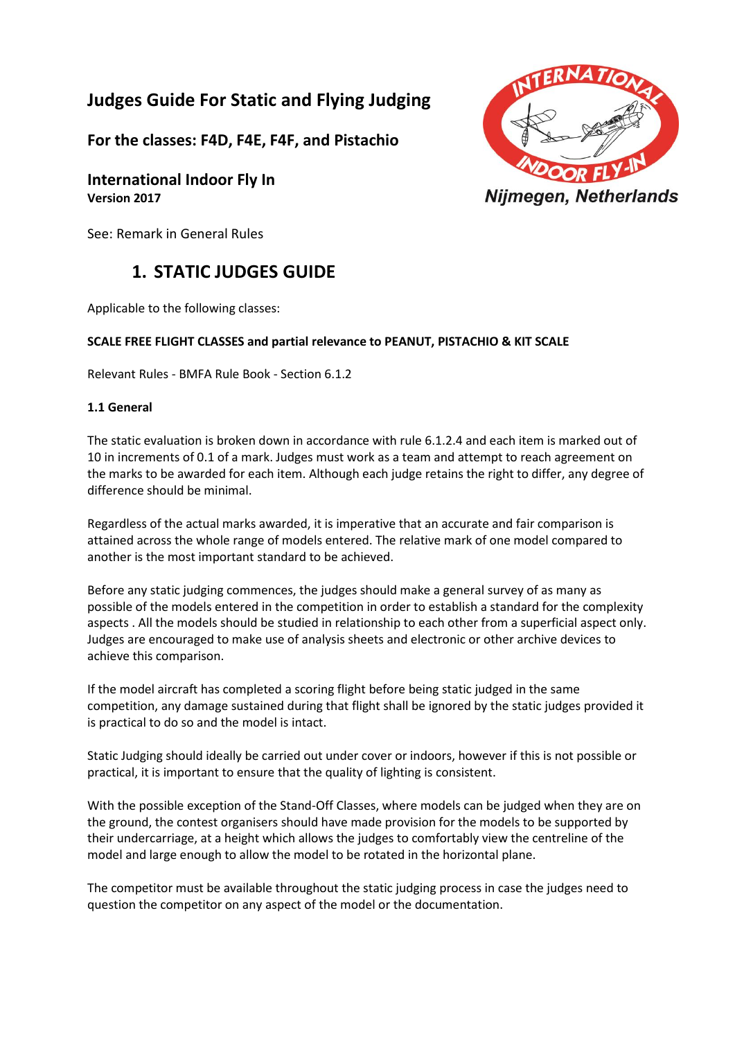# Judges Guide For Static and Flying Judging

## For the classes: F4D, F4E, F4F, and Pistachio

## International Indoor Fly In

**Version 2017**

See: Remark in General Rules

## 1. STATIC JUDGES GUIDE

Applicable to the following classes:

**SCALE FREE FLIGHT CLASSES and partial relevance to PEANUT, PISTACHIO & KIT SCALE**

Relevant Rules - BMFA Rule Book - Section 6.1.2

### 1.1 General

The static evaluation is broken down in accordance with rule 6.1.2.4 and each item is marked out of 10 in increments of 0.1 of a mark. Judges must work as a team and attempt to reach agreement on the marks to be awarded for each item. Although each judge retains the right to differ, any degree of difference should be minimal.

Regardless of the actual marks awarded, it is imperative that an accurate and fair comparison is attained across the whole range of models entered. The relative mark of one model compared to another is the most important standard to be achieved.

Before any static judging commences, the judges should make a general survey of as many as possible of the models entered in the competition in order to establish a standard for the complexity aspects . All the models should be studied in relationship to each other from a superficial aspect only. Judges are encouraged to make use of analysis sheets and electronic or other archive devices to achieve this comparison.

If the model aircraft has completed a scoring flight before being static judged in the same competition, any damage sustained during that flight shall be ignored by the static judges provided it is practical to do so and the model is intact.

Static Judging should ideally be carried out under cover or indoors, however if this is not possible or practical, it is important to ensure that the quality of lighting is consistent.

With the possible exception of the Stand-Off Classes, where models can be judged when they are on the ground, the contest organisers should have made provision for the models to be supported by their undercarriage, at a height which allows the judges to comfortably view the centreline of the model and large enough to allow the model to be rotated in the horizontal plane.

The competitor must be available throughout the static judging process in case the judges need to question the competitor on any aspect of the model or the documentation.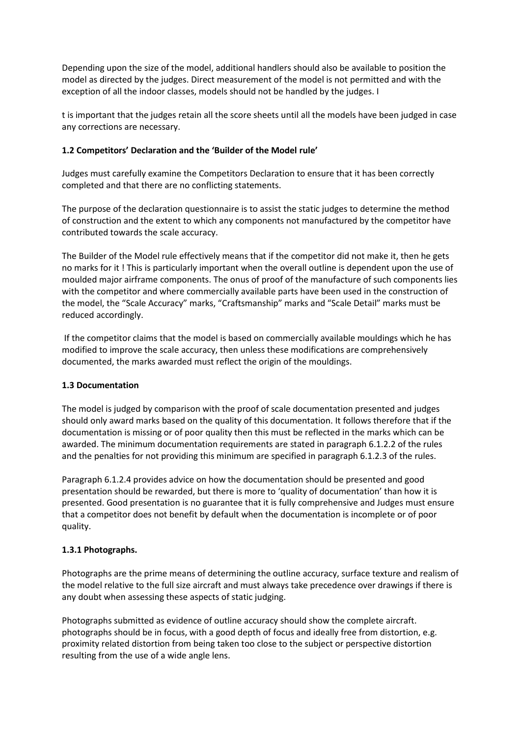Depending upon the size of the model, additional handlers should also be available to position the model as directed by the judges. Direct measurement of the model is not permitted and with the exception of all the indoor classes, models should not be handled by the judges. I

t is important that the judges retain all the score sheets until all the models have been judged in case any corrections are necessary.

### 1.2 Competitors' Declaration and the 'Builder of the Model rule'

Judges must carefully examine the Competitors Declaration to ensure that it has been correctly completed and that there are no conflicting statements.

The purpose of the declaration questionnaire is to assist the static judges to determine the method of construction and the extent to which any components not manufactured by the competitor have contributed towards the scale accuracy.

The Builder of the Model rule effectively means that if the competitor did not make it, then he gets no marks for it ! This is particularly important when the overall outline is dependent upon the use of moulded major airframe components. The onus of proof of the manufacture of such components lies with the competitor and where commercially available parts have been used in the construction of the model, the "Scale Accuracy" marks, "Craftsmanship" marks and "Scale Detail" marks must be reduced accordingly.

If the competitor claims that the model is based on commercially available mouldings which he has modified to improve the scale accuracy, then unless these modifications are comprehensively documented, the marks awarded must reflect the origin of the mouldings.

### 1.3 Documentation

The model is judged by comparison with the proof of scale documentation presented and judges should only award marks based on the quality of this documentation. It follows therefore that if the documentation is missing or of poor quality then this must be reflected in the marks which can be awarded. The minimum documentation requirements are stated in paragraph 6.1.2.2 of the rules and the penalties for not providing this minimum are specified in paragraph 6.1.2.3 of the rules.

Paragraph 6.1.2.4 provides advice on how the documentation should be presented and good presentation should be rewarded, but there is more to 'quality of documentation' than how it is presented. Good presentation is no guarantee that it is fully comprehensive and Judges must ensure that a competitor does not benefit by default when the documentation is incomplete or of poor quality.

#### 1.3.1 Photographs.

Photographs are the prime means of determining the outline accuracy, surface texture and realism of the model relative to the full size aircraft and must always take precedence over drawings if there is any doubt when assessing these aspects of static judging.

Photographs submitted as evidence of outline accuracy should show the complete aircraft. photographs should be in focus, with a good depth of focus and ideally free from distortion, e.g. proximity related distortion from being taken too close to the subject or perspective distortion resulting from the use of a wide angle lens.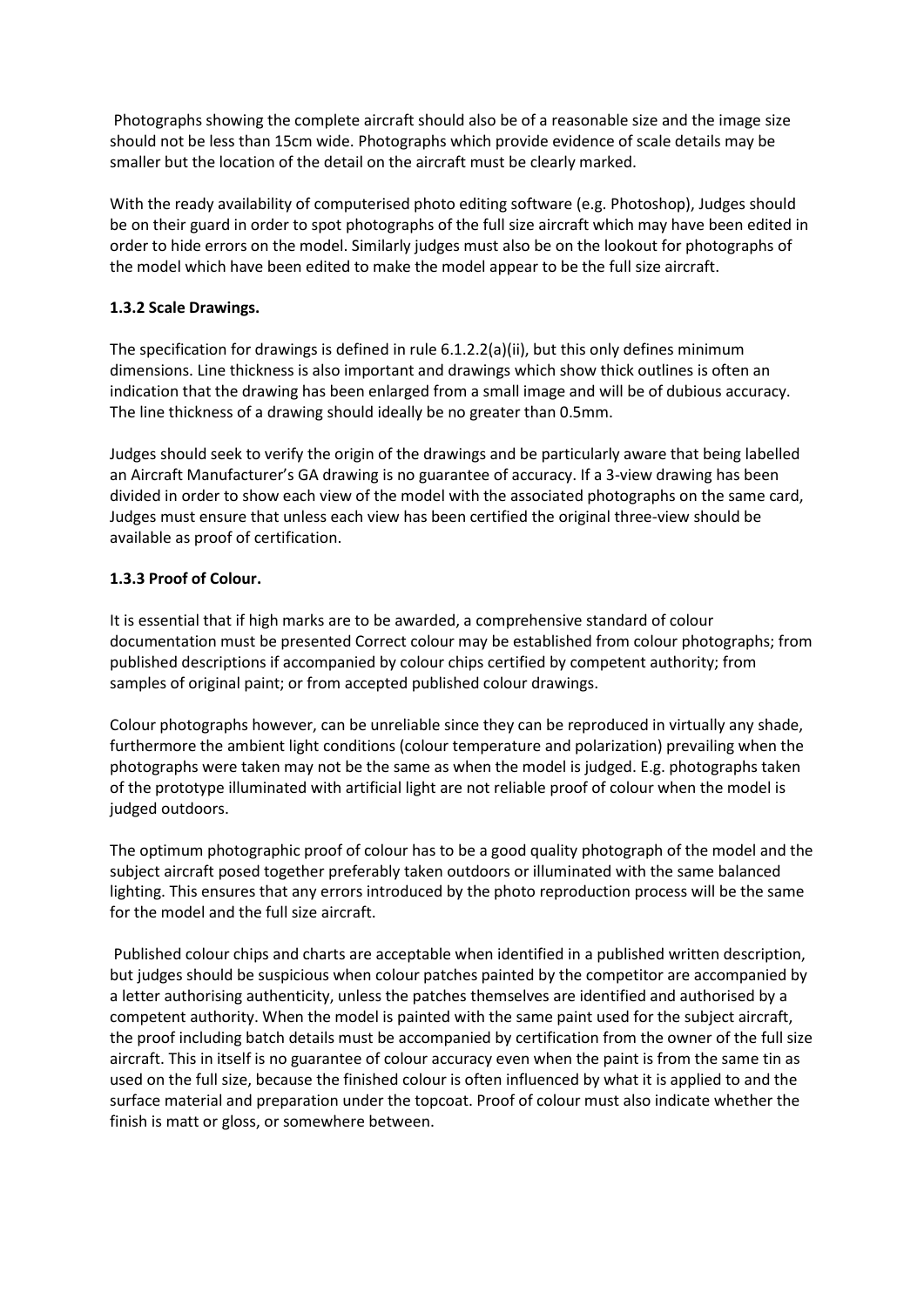Photographs showing the complete aircraft should also be of a reasonable size and the image size should not be less than 15cm wide. Photographs which provide evidence of scale details may be smaller but the location of the detail on the aircraft must be clearly marked.

With the ready availability of computerised photo editing software (e.g. Photoshop), Judges should be on their guard in order to spot photographs of the full size aircraft which may have been edited in order to hide errors on the model. Similarly judges must also be on the lookout for photographs of the model which have been edited to make the model appear to be the full size aircraft.

**1.3.2 Scale Drawings.**

The specification for drawings is defined in rule 6.1.2.2(a)(ii), but this only defines minimum dimensions. Line thickness is also important and drawings which show thick outlines is often an indication that the drawing has been enlarged from a small image and will be of dubious accuracy. The line thickness of a drawing should ideally be no greater than 0.5mm.

Judges should seek to verify the origin of the drawings and be particularly aware that being labelled an Aircraft Manufacturer's GA drawing is no guarantee of accuracy. If a 3-view drawing has been divided in order to show each view of the model with the associated photographs on the same card, Judges must ensure that unless each view has been certified the original three-view should be available as proof of certification.

**1.3.3 Proof of Colour.**

It is essential that if high marks are to be awarded, a comprehensive standard of colour documentation must be presented Correct colour may be established from colour photographs; from published descriptions if accompanied by colour chips certified by competent authority; from samples of original paint; or from accepted published colour drawings.

Colour photographs however, can be unreliable since they can be reproduced in virtually any shade, furthermore the ambient light conditions (colour temperature and polarization) prevailing when the photographs were taken may not be the same as when the model is judged. E.g. photographs taken of the prototype illuminated with artificial light are not reliable proof of colour when the model is judged outdoors.

The optimum photographic proof of colour has to be a good quality photograph of the model and the subject aircraft posed together preferably taken outdoors or illuminated with the same balanced lighting. This ensures that any errors introduced by the photo reproduction process will be the same for the model and the full size aircraft.

Published colour chips and charts are acceptable when identified in a published written description, but judges should be suspicious when colour patches painted by the competitor are accompanied by a letter authorising authenticity, unless the patches themselves are identified and authorised by a competent authority. When the model is painted with the same paint used for the subject aircraft, the proof including batch details must be accompanied by certification from the owner of the full size aircraft. This in itself is no guarantee of colour accuracy even when the paint is from the same tin as used on the full size, because the finished colour is often influenced by what it is applied to and the surface material and preparation under the topcoat. Proof of colour must also indicate whether the finish is matt or gloss, or somewhere between.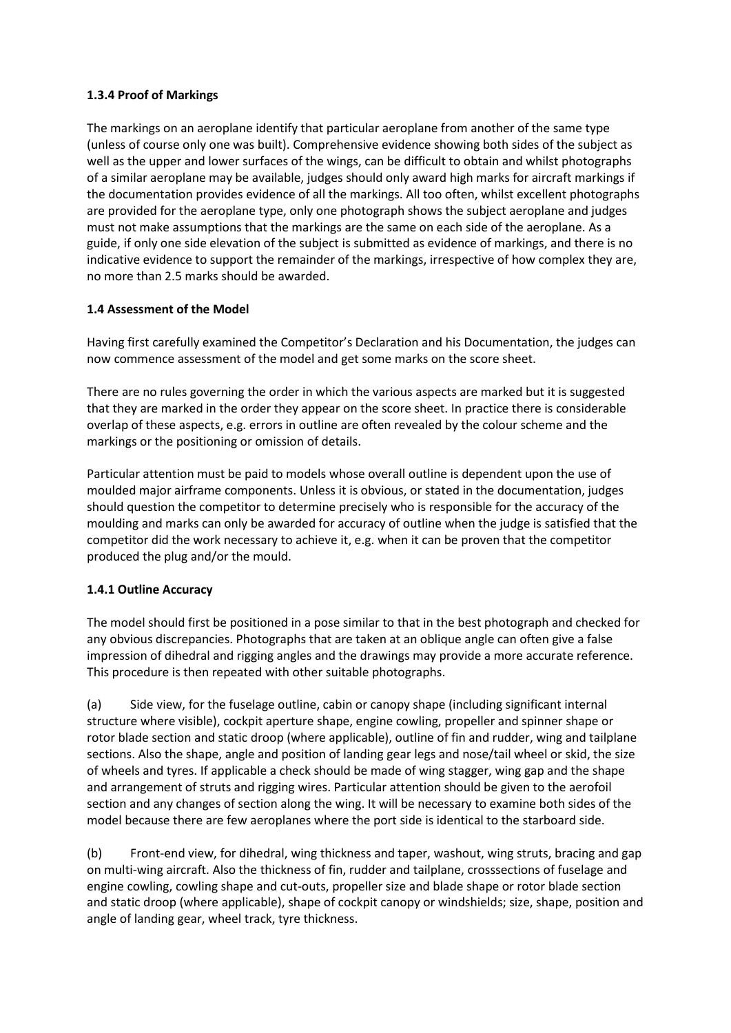### 1.3.4 Proof of Markings

The markings on an aeroplane identify that particular aeroplane from another of the same type (unless of course only one was built). Comprehensive evidence showing both sides of the subject as well as the upper and lower surfaces of the wings, can be difficult to obtain and whilst photographs of a similar aeroplane may be available, judges should only award high marks for aircraft markings if the documentation provides evidence of all the markings. All too often, whilst excellent photographs are provided for the aeroplane type, only one photograph shows the subject aeroplane and judges must not make assumptions that the markings are the same on each side of the aeroplane. As a guide, if only one side elevation of the subject is submitted as evidence of markings, and there is no indicative evidence to support the remainder of the markings, irrespective of how complex they are, no more than 2.5 marks should be awarded.

### 1.4 Assessment of the Model

Having first carefully examined the Competitor's Declaration and his Documentation, the judges can now commence assessment of the model and get some marks on the score sheet.

There are no rules governing the order in which the various aspects are marked but it is suggested that they are marked in the order they appear on the score sheet. In practice there is considerable overlap of these aspects, e.g. errors in outline are often revealed by the colour scheme and the markings or the positioning or omission of details.

Particular attention must be paid to models whose overall outline is dependent upon the use of moulded major airframe components. Unless it is obvious, or stated in the documentation, judges should question the competitor to determine precisely who is responsible for the accuracy of the moulding and marks can only be awarded for accuracy of outline when the judge is satisfied that the competitor did the work necessary to achieve it, e.g. when it can be proven that the competitor produced the plug and/or the mould.

### 1.4.1 Outline Accuracy

The model should first be positioned in a pose similar to that in the best photograph and checked for any obvious discrepancies. Photographs that are taken at an oblique angle can often give a false impression of dihedral and rigging angles and the drawings may provide a more accurate reference. This procedure is then repeated with other suitable photographs.

(a) Side view, for the fuselage outline, cabin or canopy shape (including significant internal structure where visible), cockpit aperture shape, engine cowling, propeller and spinner shape or rotor blade section and static droop (where applicable), outline of fin and rudder, wing and tailplane sections. Also the shape, angle and position of landing gear legs and nose/tail wheel or skid, the size of wheels and tyres. If applicable a check should be made of wing stagger, wing gap and the shape and arrangement of struts and rigging wires. Particular attention should be given to the aerofoil section and any changes of section along the wing. It will be necessary to examine both sides of the model because there are few aeroplanes where the port side is identical to the starboard side.

(b) Front-end view, for dihedral, wing thickness and taper, washout, wing struts, bracing and gap on multi-wing aircraft. Also the thickness of fin, rudder and tailplane, crosssections of fuselage and engine cowling, cowling shape and cut-outs, propeller size and blade shape or rotor blade section and static droop (where applicable), shape of cockpit canopy or windshields; size, shape, position and angle of landing gear, wheel track, tyre thickness.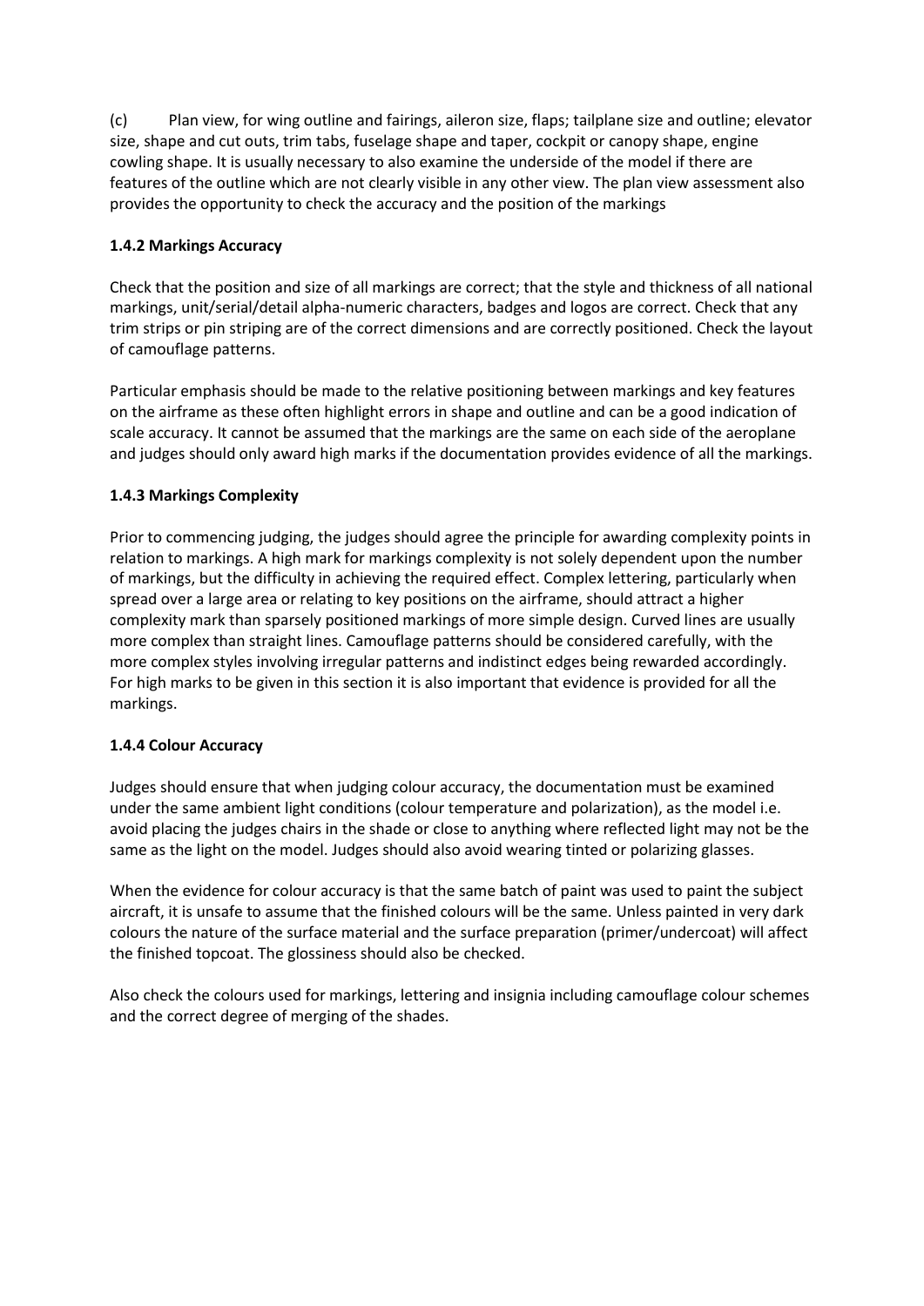(c) Plan view, for wing outline and fairings, aileron size, flaps; tailplane size and outline; elevator size, shape and cut outs, trim tabs, fuselage shape and taper, cockpit or canopy shape, engine cowling shape. It is usually necessary to also examine the underside of the model if there are features of the outline which are not clearly visible in any other view. The plan view assessment also provides the opportunity to check the accuracy and the position of the markings

### 1.4.2 Markings Accuracy

Check that the position and size of all markings are correct; that the style and thickness of all national markings, unit/serial/detail alpha-numeric characters, badges and logos are correct. Check that any trim strips or pin striping are of the correct dimensions and are correctly positioned. Check the layout of camouflage patterns.

Particular emphasis should be made to the relative positioning between markings and key features on the airframe as these often highlight errors in shape and outline and can be a good indication of scale accuracy. It cannot be assumed that the markings are the same on each side of the aeroplane and judges should only award high marks if the documentation provides evidence of all the markings.

### 1.4.3 Markings Complexity

Prior to commencing judging, the judges should agree the principle for awarding complexity points in relation to markings. A high mark for markings complexity is not solely dependent upon the number of markings, but the difficulty in achieving the required effect. Complex lettering, particularly when spread over a large area or relating to key positions on the airframe, should attract a higher complexity mark than sparsely positioned markings of more simple design. Curved lines are usually more complex than straight lines. Camouflage patterns should be considered carefully, with the more complex styles involving irregular patterns and indistinct edges being rewarded accordingly. For high marks to be given in this section it is also important that evidence is provided for all the markings.

### 1.4.4 Colour Accuracy

Judges should ensure that when judging colour accuracy, the documentation must be examined under the same ambient light conditions (colour temperature and polarization), as the model i.e. avoid placing the judges chairs in the shade or close to anything where reflected light may not be the same as the light on the model. Judges should also avoid wearing tinted or polarizing glasses.

When the evidence for colour accuracy is that the same batch of paint was used to paint the subject aircraft, it is unsafe to assume that the finished colours will be the same. Unless painted in very dark colours the nature of the surface material and the surface preparation (primer/undercoat) will affect the finished topcoat. The glossiness should also be checked.

Also check the colours used for markings, lettering and insignia including camouflage colour schemes and the correct degree of merging of the shades.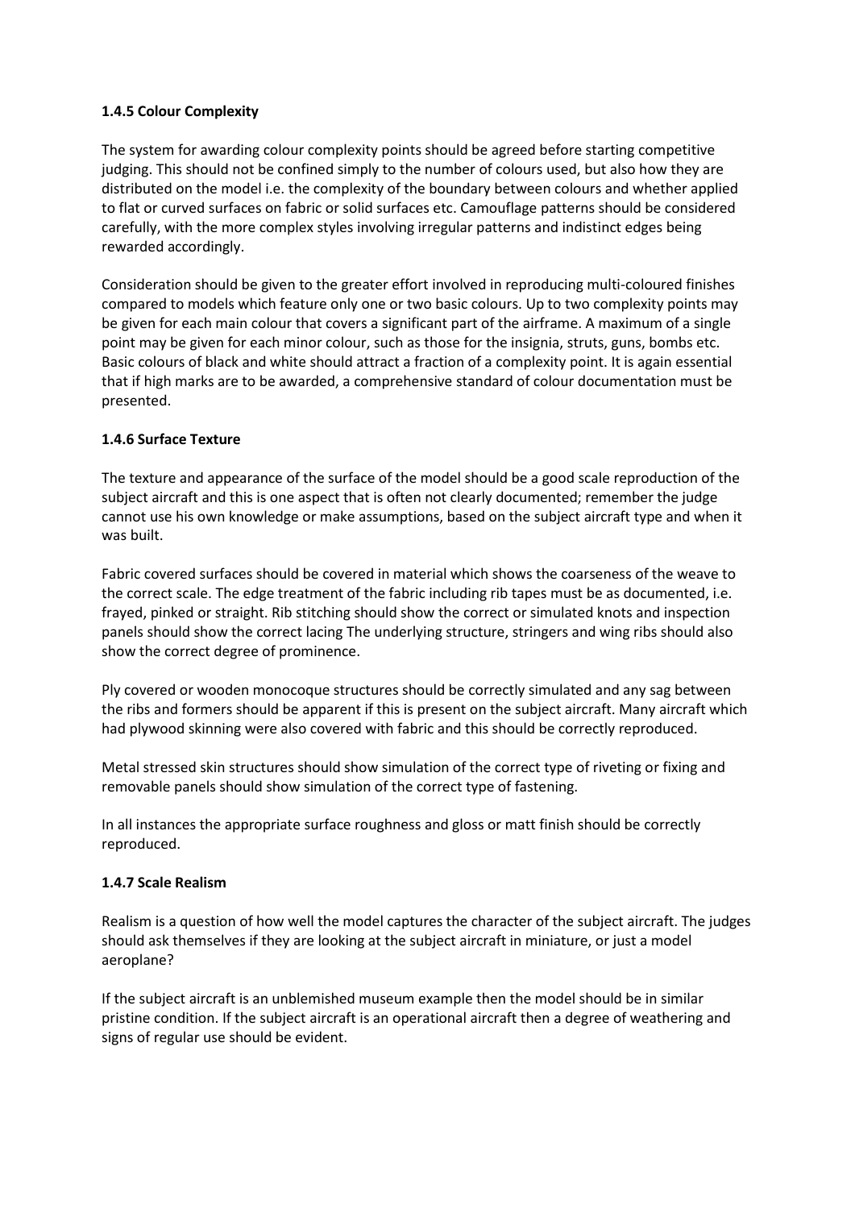**1.4.5 Colour Complexity**

The system for awarding colour complexity points should be agreed before starting competitive judging. This should not be confined simply to the number of colours used, but also how they are distributed on the model i.e. the complexity of the boundary between colours and whether applied to flat or curved surfaces on fabric or solid surfaces etc. Camouflage patterns should be considered carefully, with the more complex styles involving irregular patterns and indistinct edges being rewarded accordingly.

Consideration should be given to the greater effort involved in reproducing multi-coloured finishes compared to models which feature only one or two basic colours. Up to two complexity points may be given for each main colour that covers a significant part of the airframe. A maximum of a single point may be given for each minor colour, such as those for the insignia, struts, guns, bombs etc. Basic colours of black and white should attract a fraction of a complexity point. It is again essential that if high marks are to be awarded, a comprehensive standard of colour documentation must be presented.

**1.4.6 Surface Texture**

The texture and appearance of the surface of the model should be a good scale reproduction of the subject aircraft and this is one aspect that is often not clearly documented; remember the judge cannot use his own knowledge or make assumptions, based on the subject aircraft type and when it was built.

Fabric covered surfaces should be covered in material which shows the coarseness of the weave to the correct scale. The edge treatment of the fabric including rib tapes must be as documented, i.e. frayed, pinked or straight. Rib stitching should show the correct or simulated knots and inspection panels should show the correct lacing The underlying structure, stringers and wing ribs should also show the correct degree of prominence.

Ply covered or wooden monocoque structures should be correctly simulated and any sag between the ribs and formers should be apparent if this is present on the subject aircraft. Many aircraft which had plywood skinning were also covered with fabric and this should be correctly reproduced.

Metal stressed skin structures should show simulation of the correct type of riveting or fixing and removable panels should show simulation of the correct type of fastening.

In all instances the appropriate surface roughness and gloss or matt finish should be correctly reproduced.

**1.4.7 Scale Realism**

Realism is a question of how well the model captures the character of the subject aircraft. The judges should ask themselves if they are looking at the subject aircraft in miniature, or just a model aeroplane?

If the subject aircraft is an unblemished museum example then the model should be in similar pristine condition. If the subject aircraft is an operational aircraft then a degree of weathering and signs of regular use should be evident.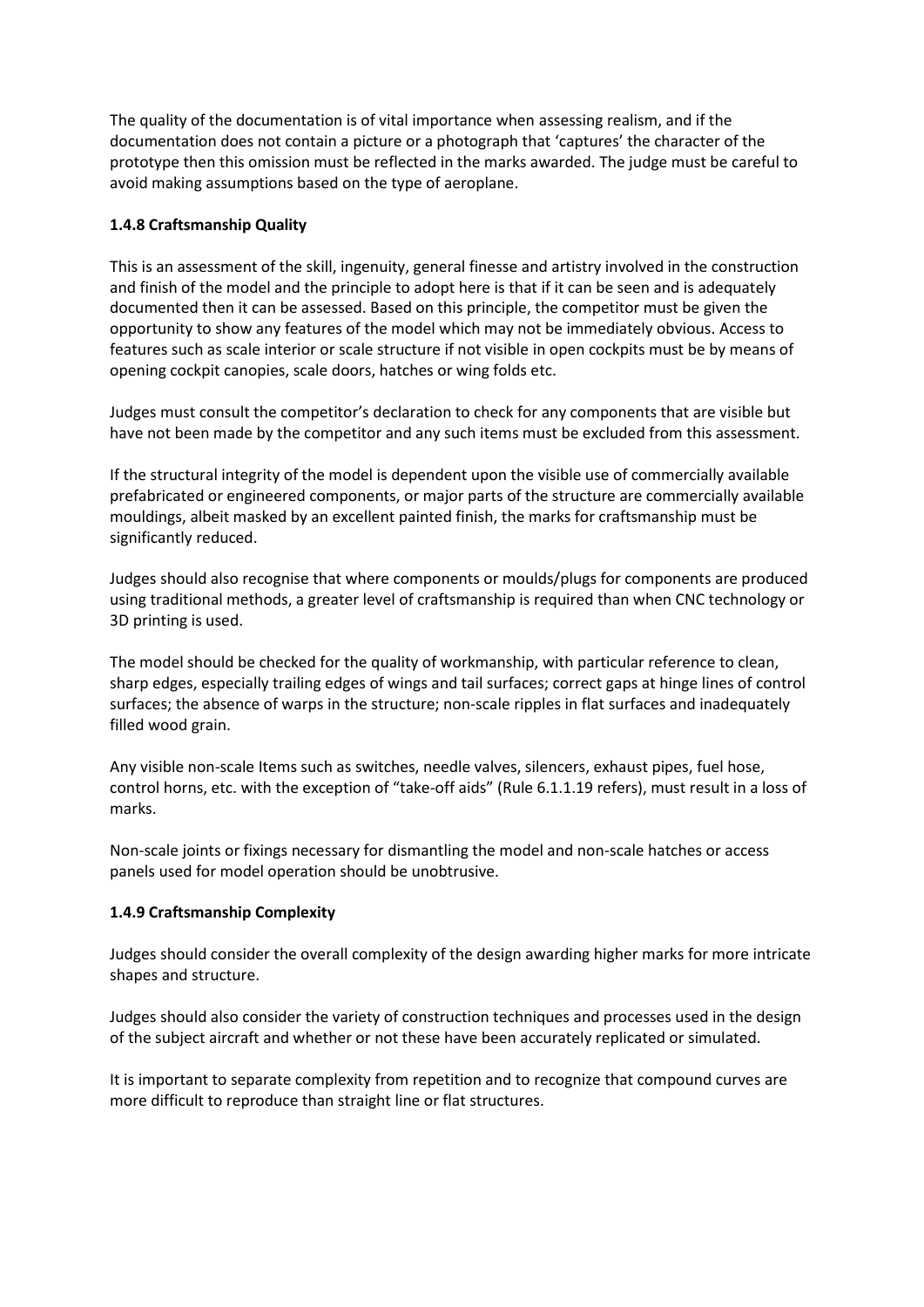The quality of the documentation is of vital importance when assessing realism, and if the documentation does not contain a picture or a photograph that 'captures' the character of the prototype then this omission must be reflected in the marks awarded. The judge must be careful to avoid making assumptions based on the type of aeroplane.

### 1.4.8 Craftsmanship Quality

This is an assessment of the skill, ingenuity, general finesse and artistry involved in the construction and finish of the model and the principle to adopt here is that if it can be seen and is adequately documented then it can be assessed. Based on this principle, the competitor must be given the opportunity to show any features of the model which may not be immediately obvious. Access to features such as scale interior or scale structure if not visible in open cockpits must be by means of opening cockpit canopies, scale doors, hatches or wing folds etc.

Judges must consult the competitor's declaration to check for any components that are visible but have not been made by the competitor and any such items must be excluded from this assessment.

If the structural integrity of the model is dependent upon the visible use of commercially available prefabricated or engineered components, or major parts of the structure are commercially available mouldings, albeit masked by an excellent painted finish, the marks for craftsmanship must be significantly reduced.

Judges should also recognise that where components or moulds/plugs for components are produced using traditional methods, a greater level of craftsmanship is required than when CNC technology or 3D printing is used.

The model should be checked for the quality of workmanship, with particular reference to clean, sharp edges, especially trailing edges of wings and tail surfaces; correct gaps at hinge lines of control surfaces; the absence of warps in the structure; non-scale ripples in flat surfaces and inadequately filled wood grain.

Any visible non-scale Items such as switches, needle valves, silencers, exhaust pipes, fuel hose, control horns, etc. with the exception of "take-off aids" (Rule 6.1.1.19 refers), must result in a loss of marks.

Non-scale joints or fixings necessary for dismantling the model and non-scale hatches or access panels used for model operation should be unobtrusive.

### 1.4.9 Craftsmanship Complexity

Judges should consider the overall complexity of the design awarding higher marks for more intricate shapes and structure.

Judges should also consider the variety of construction techniques and processes used in the design of the subject aircraft and whether or not these have been accurately replicated or simulated.

It is important to separate complexity from repetition and to recognize that compound curves are more difficult to reproduce than straight line or flat structures.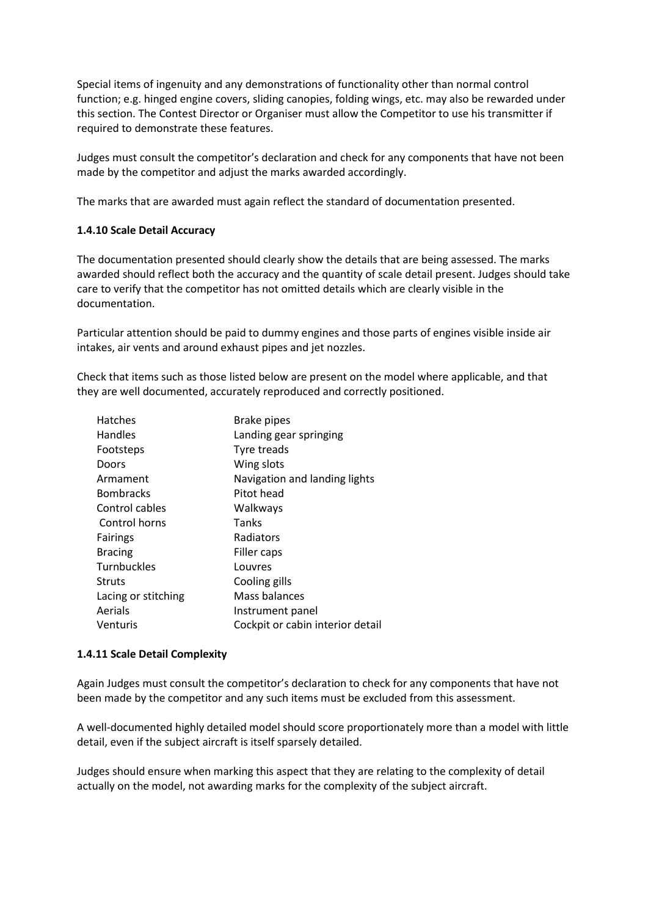Special items of ingenuity and any demonstrations of functionality other than normal control function; e.g. hinged engine covers, sliding canopies, folding wings, etc. may also be rewarded under this section. The Contest Director or Organiser must allow the Competitor to use his transmitter if required to demonstrate these features.

Judges must consult the competitor's declaration and check for any components that have not been made by the competitor and adjust the marks awarded accordingly.

The marks that are awarded must again reflect the standard of documentation presented.

**1.4.10 Scale Detail Accuracy**

The documentation presented should clearly show the details that are being assessed. The marks awarded should reflect both the accuracy and the quantity of scale detail present. Judges should take care to verify that the competitor has not omitted details which are clearly visible in the documentation.

Particular attention should be paid to dummy engines and those parts of engines visible inside air intakes, air vents and around exhaust pipes and jet nozzles.

Check that items such as those listed below are present on the model where applicable, and that they are well documented, accurately reproduced and correctly positioned.

| | |
|---|---|
| Hatches | Brake pipes |
| Handles | Landing gear springing |
| Footsteps | Tyre treads |
| Doors | Wing slots |
| Armament | Navigation and landing lights |
| Bombracks | Pitot head |
| Control cables | Walkways |
| Control horns | Tanks |
| Fairings | Radiators |
| Bracing | Filler caps |
| Turnbuckles | Louvres |
| Struts | Cooling gills |
| Lacing or stitching | Mass balances |
| Aerials | Instrument panel |
| Venturis | Cockpit or cabin interior detail |

**1.4.11 Scale Detail Complexity**

Again Judges must consult the competitor's declaration to check for any components that have not been made by the competitor and any such items must be excluded from this assessment.

A well-documented highly detailed model should score proportionately more than a model with little detail, even if the subject aircraft is itself sparsely detailed.

Judges should ensure when marking this aspect that they are relating to the complexity of detail actually on the model, not awarding marks for the complexity of the subject aircraft.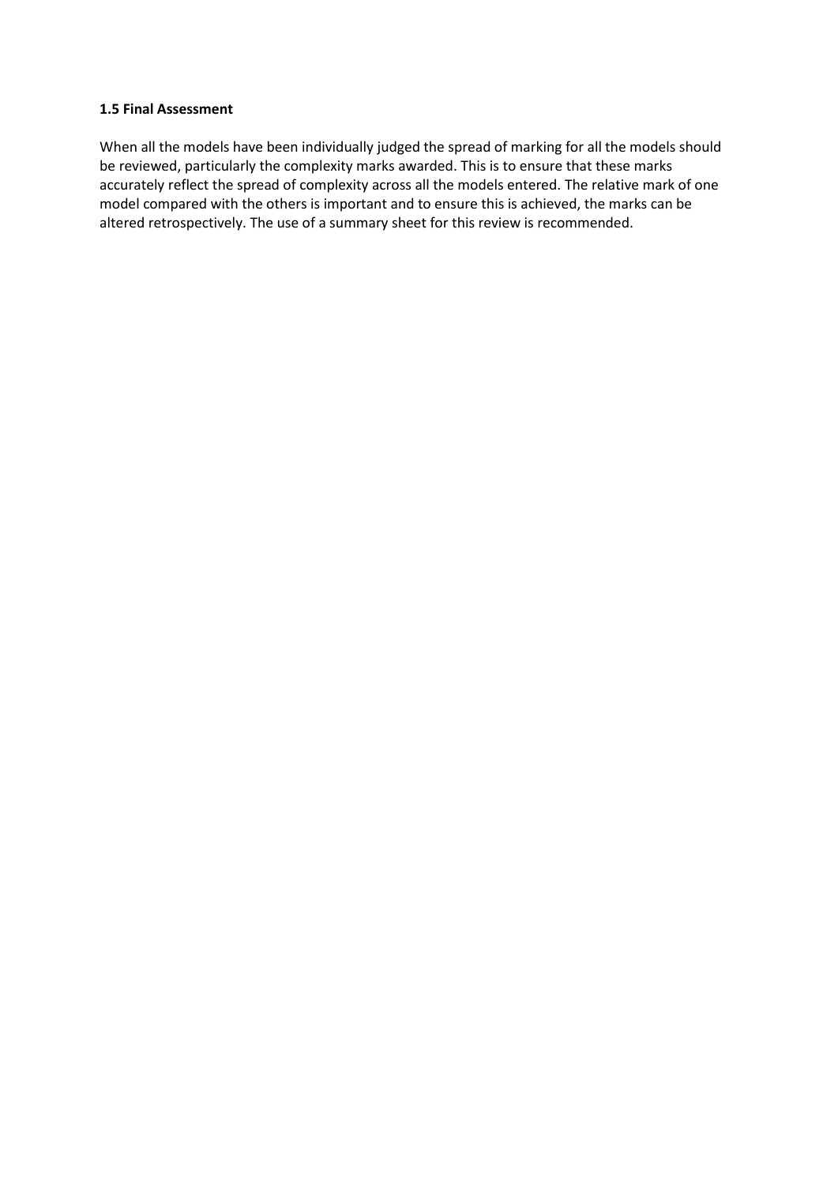### 1.5 Final Assessment

When all the models have been individually judged the spread of marking for all the models should be reviewed, particularly the complexity marks awarded. This is to ensure that these marks accurately reflect the spread of complexity across all the models entered. The relative mark of one model compared with the others is important and to ensure this is achieved, the marks can be altered retrospectively. The use of a summary sheet for this review is recommended.